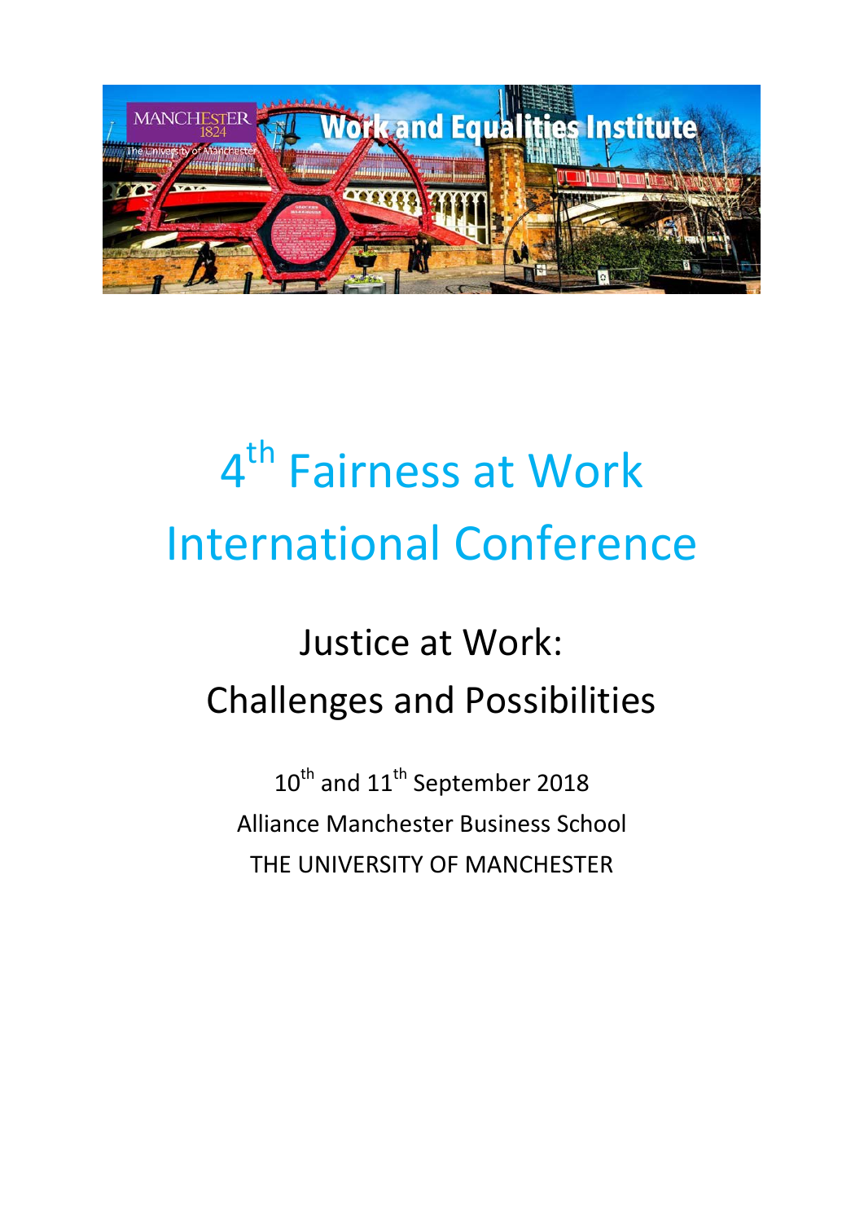# 4th Fairness at Work International Conference

## Justice at Work: Challenges and Possibilities

10th and 11th September 2018

Alliance Manchester Business School

THE UNIVERSITY OF MANCHESTER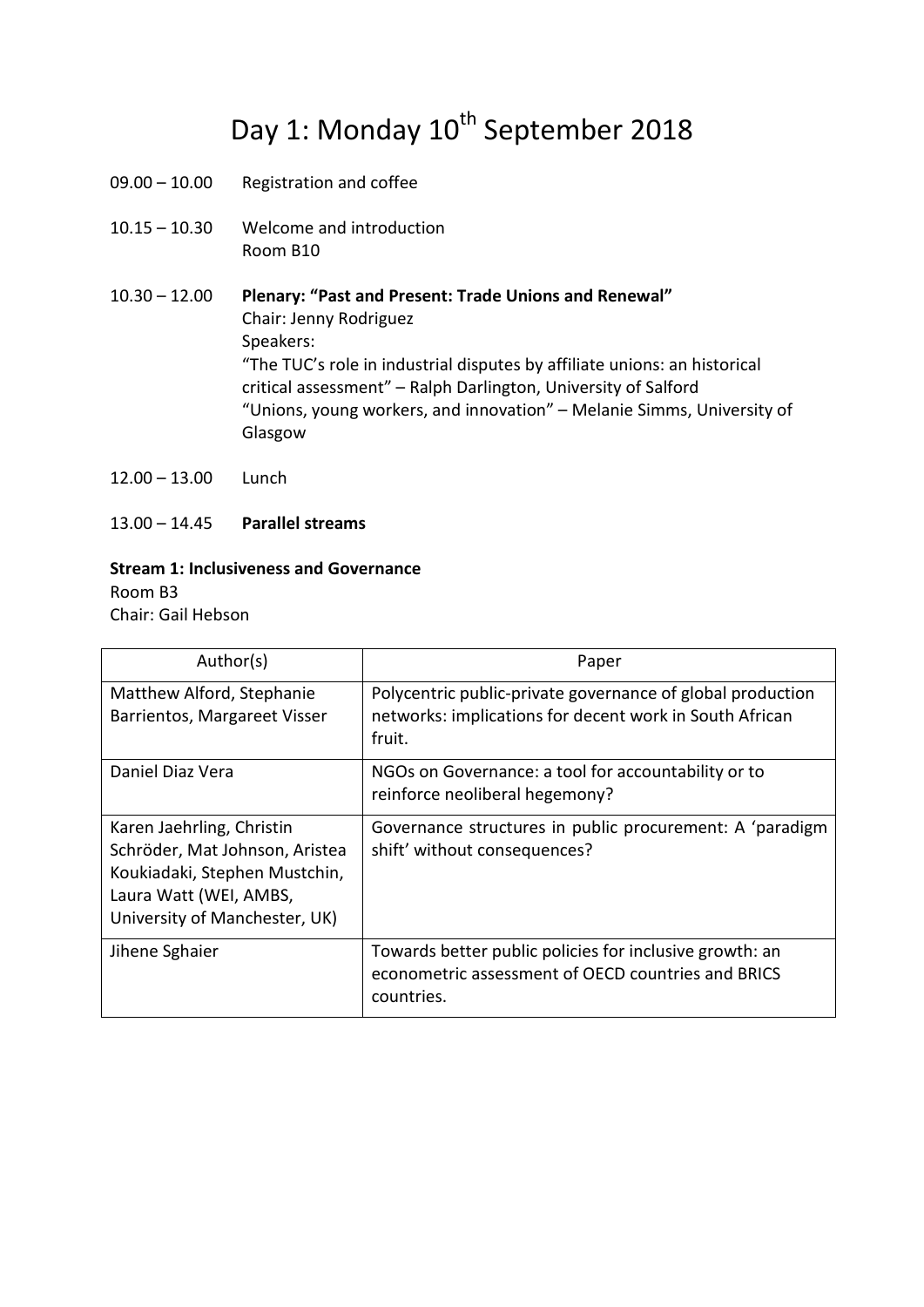# Day 1: Monday 10th September 2018

09.00 – 10.00 Registration and coffee

10.15 – 10.30 Welcome and introduction
Room B10

10.30 – 12.00 **Plenary: "Past and Present: Trade Unions and Renewal"**
Chair: Jenny Rodriguez
Speakers:
"The TUC's role in industrial disputes by affiliate unions: an historical critical assessment" – Ralph Darlington, University of Salford
"Unions, young workers, and innovation" – Melanie Simms, University of Glasgow

12.00 – 13.00 Lunch

13.00 – 14.45 **Parallel streams**

**Stream 1: Inclusiveness and Governance**
Room B3
Chair: Gail Hebson

| Author(s) | Paper |
|---|---|
| Matthew Alford, Stephanie Barrientos, Margareet Visser | Polycentric public-private governance of global production networks: implications for decent work in South African fruit. |
| Daniel Diaz Vera | NGOs on Governance: a tool for accountability or to reinforce neoliberal hegemony? |
| Karen Jaehrling, Christin Schröder, Mat Johnson, Aristea Koukiadaki, Stephen Mustchin, Laura Watt (WEI, AMBS, University of Manchester, UK) | Governance structures in public procurement: A 'paradigm shift' without consequences? |
| Jihene Sghaier | Towards better public policies for inclusive growth: an econometric assessment of OECD countries and BRICS countries. |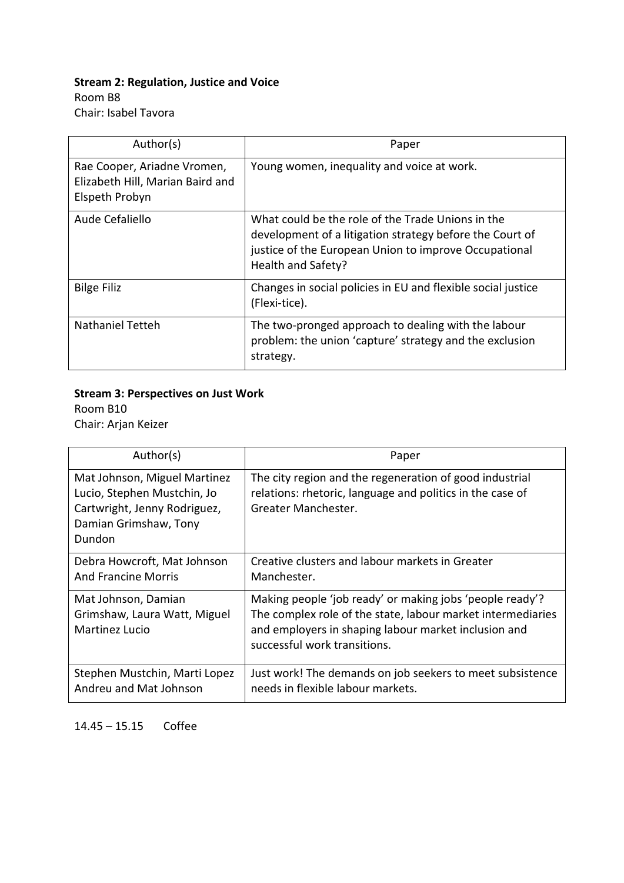**Stream 2: Regulation, Justice and Voice**
Room B8
Chair: Isabel Tavora

| Author(s) | Paper |
|---|---|
| Rae Cooper, Ariadne Vromen, Elizabeth Hill, Marian Baird and Elspeth Probyn | Young women, inequality and voice at work. |
| Aude Cefaliello | What could be the role of the Trade Unions in the development of a litigation strategy before the Court of justice of the European Union to improve Occupational Health and Safety? |
| Bilge Filiz | Changes in social policies in EU and flexible social justice (Flexi-tice). |
| Nathaniel Tetteh | The two-pronged approach to dealing with the labour problem: the union 'capture' strategy and the exclusion strategy. |

**Stream 3: Perspectives on Just Work**
Room B10
Chair: Arjan Keizer

| Author(s) | Paper |
|---|---|
| Mat Johnson, Miguel Martinez Lucio, Stephen Mustchin, Jo Cartwright, Jenny Rodriguez, Damian Grimshaw, Tony Dundon | The city region and the regeneration of good industrial relations: rhetoric, language and politics in the case of Greater Manchester. |
| Debra Howcroft, Mat Johnson And Francine Morris | Creative clusters and labour markets in Greater Manchester. |
| Mat Johnson, Damian Grimshaw, Laura Watt, Miguel Martinez Lucio | Making people 'job ready' or making jobs 'people ready'? The complex role of the state, labour market intermediaries and employers in shaping labour market inclusion and successful work transitions. |
| Stephen Mustchin, Marti Lopez Andreu and Mat Johnson | Just work! The demands on job seekers to meet subsistence needs in flexible labour markets. |

14.45 – 15.15 Coffee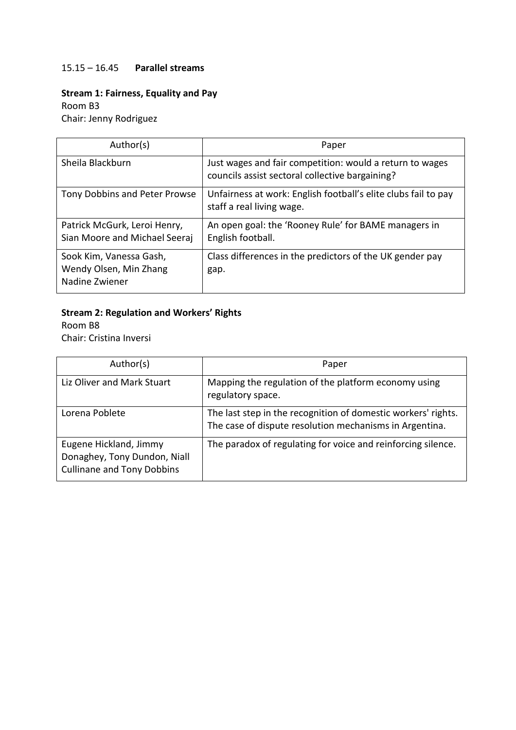15.15 – 16.45 **Parallel streams**

**Stream 1: Fairness, Equality and Pay**
Room B3
Chair: Jenny Rodriguez

| Author(s) | Paper |
| --- | --- |
| Sheila Blackburn | Just wages and fair competition: would a return to wages councils assist sectoral collective bargaining? |
| Tony Dobbins and Peter Prowse | Unfairness at work: English football's elite clubs fail to pay staff a real living wage. |
| Patrick McGurk, Leroi Henry, Sian Moore and Michael Seeraj | An open goal: the 'Rooney Rule' for BAME managers in English football. |
| Sook Kim, Vanessa Gash, Wendy Olsen, Min Zhang Nadine Zwiener | Class differences in the predictors of the UK gender pay gap. |

**Stream 2: Regulation and Workers' Rights**
Room B8
Chair: Cristina Inversi

| Author(s) | Paper |
| --- | --- |
| Liz Oliver and Mark Stuart | Mapping the regulation of the platform economy using regulatory space. |
| Lorena Poblete | The last step in the recognition of domestic workers' rights. The case of dispute resolution mechanisms in Argentina. |
| Eugene Hickland, Jimmy Donaghey, Tony Dundon, Niall Cullinane and Tony Dobbins | The paradox of regulating for voice and reinforcing silence. |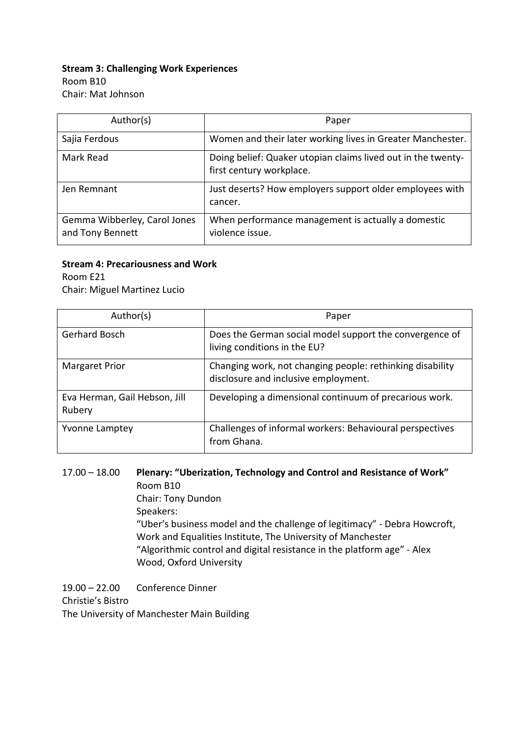**Stream 3: Challenging Work Experiences**
Room B10
Chair: Mat Johnson

| Author(s) | Paper |
|---|---|
| Sajia Ferdous | Women and their later working lives in Greater Manchester. |
| Mark Read | Doing belief: Quaker utopian claims lived out in the twenty-first century workplace. |
| Jen Remnant | Just deserts? How employers support older employees with cancer. |
| Gemma Wibberley, Carol Jones and Tony Bennett | When performance management is actually a domestic violence issue. |

**Stream 4: Precariousness and Work**
Room E21
Chair: Miguel Martinez Lucio

| Author(s) | Paper |
|---|---|
| Gerhard Bosch | Does the German social model support the convergence of living conditions in the EU? |
| Margaret Prior | Changing work, not changing people: rethinking disability disclosure and inclusive employment. |
| Eva Herman, Gail Hebson, Jill Rubery | Developing a dimensional continuum of precarious work. |
| Yvonne Lamptey | Challenges of informal workers: Behavioural perspectives from Ghana. |

17.00 – 18.00 **Plenary: "Uberization, Technology and Control and Resistance of Work"**
Room B10
Chair: Tony Dundon
Speakers:
"Uber's business model and the challenge of legitimacy" - Debra Howcroft, Work and Equalities Institute, The University of Manchester
"Algorithmic control and digital resistance in the platform age" - Alex Wood, Oxford University

19.00 – 22.00 Conference Dinner
Christie's Bistro
The University of Manchester Main Building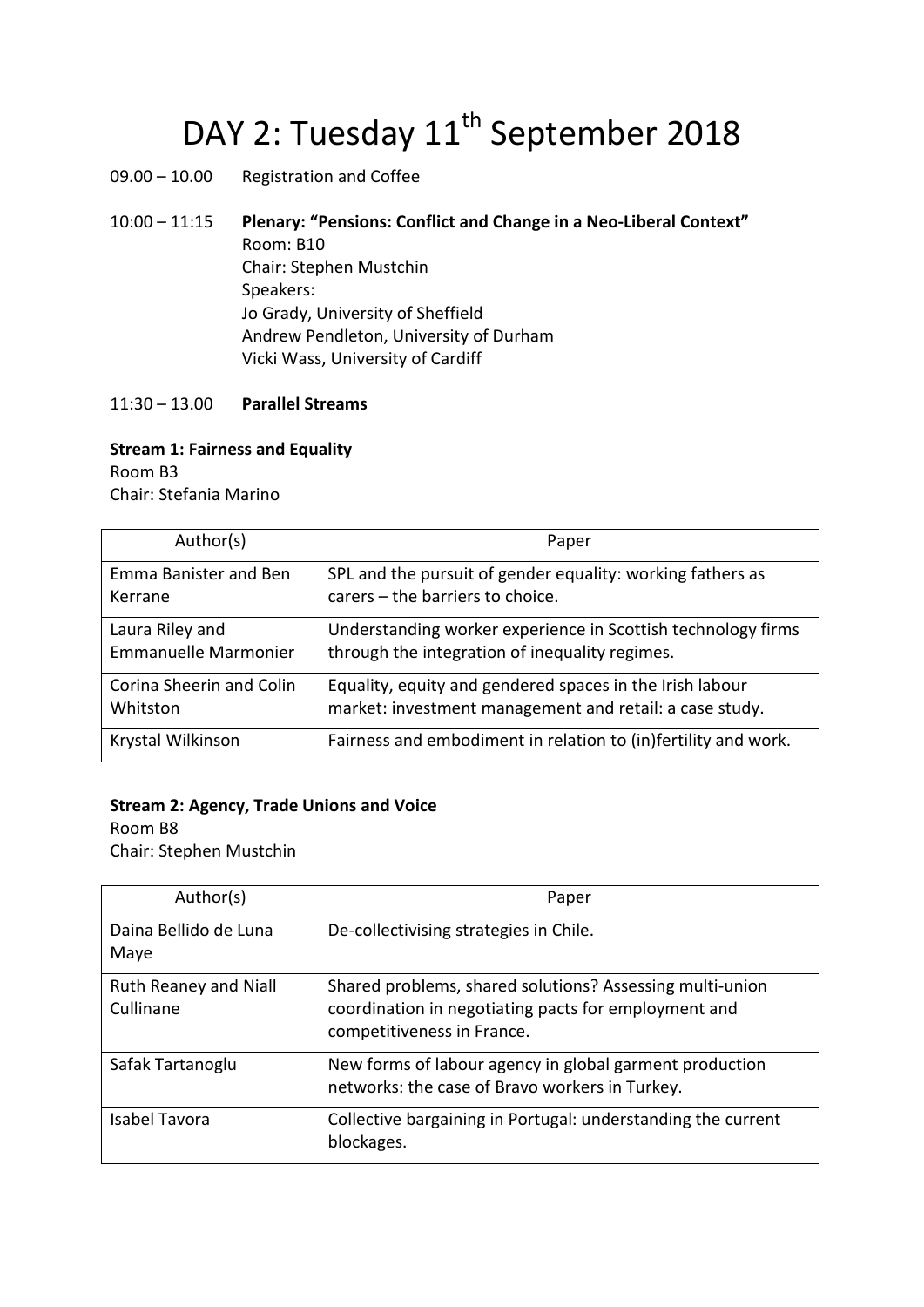# DAY 2: Tuesday 11th September 2018

09.00 – 10.00 Registration and Coffee

10:00 – 11:15 **Plenary: "Pensions: Conflict and Change in a Neo-Liberal Context"**
Room: B10
Chair: Stephen Mustchin
Speakers:
Jo Grady, University of Sheffield
Andrew Pendleton, University of Durham
Vicki Wass, University of Cardiff

11:30 – 13.00 **Parallel Streams**

**Stream 1: Fairness and Equality**
Room B3
Chair: Stefania Marino

| Author(s) | Paper |
| --- | --- |
| Emma Banister and Ben Kerrane | SPL and the pursuit of gender equality: working fathers as carers – the barriers to choice. |
| Laura Riley and Emmanuelle Marmonier | Understanding worker experience in Scottish technology firms through the integration of inequality regimes. |
| Corina Sheerin and Colin Whitston | Equality, equity and gendered spaces in the Irish labour market: investment management and retail: a case study. |
| Krystal Wilkinson | Fairness and embodiment in relation to (in)fertility and work. |

**Stream 2: Agency, Trade Unions and Voice**
Room B8
Chair: Stephen Mustchin

| Author(s) | Paper |
| --- | --- |
| Daina Bellido de Luna Maye | De-collectivising strategies in Chile. |
| Ruth Reaney and Niall Cullinane | Shared problems, shared solutions? Assessing multi-union coordination in negotiating pacts for employment and competitiveness in France. |
| Safak Tartanoglu | New forms of labour agency in global garment production networks: the case of Bravo workers in Turkey. |
| Isabel Tavora | Collective bargaining in Portugal: understanding the current blockages. |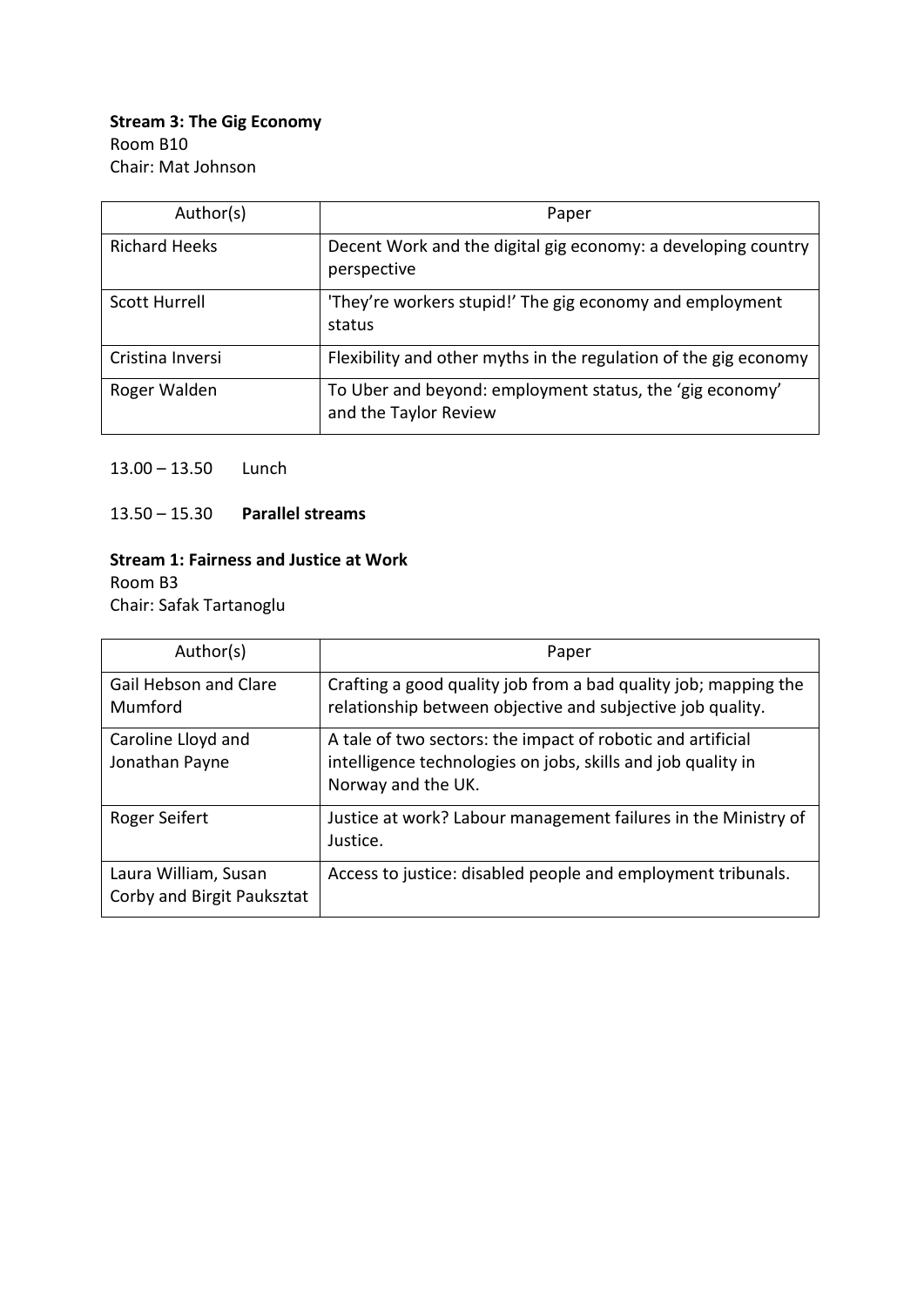**Stream 3: The Gig Economy**
Room B10
Chair: Mat Johnson

| Author(s) | Paper |
|---|---|
| Richard Heeks | Decent Work and the digital gig economy: a developing country perspective |
| Scott Hurrell | 'They're workers stupid!' The gig economy and employment status |
| Cristina Inversi | Flexibility and other myths in the regulation of the gig economy |
| Roger Walden | To Uber and beyond: employment status, the 'gig economy' and the Taylor Review |

13.00 – 13.50 Lunch

13.50 – 15.30 **Parallel streams**

**Stream 1: Fairness and Justice at Work**
Room B3
Chair: Safak Tartanoglu

| Author(s) | Paper |
|---|---|
| Gail Hebson and Clare Mumford | Crafting a good quality job from a bad quality job; mapping the relationship between objective and subjective job quality. |
| Caroline Lloyd and Jonathan Payne | A tale of two sectors: the impact of robotic and artificial intelligence technologies on jobs, skills and job quality in Norway and the UK. |
| Roger Seifert | Justice at work? Labour management failures in the Ministry of Justice. |
| Laura William, Susan Corby and Birgit Pauksztat | Access to justice: disabled people and employment tribunals. |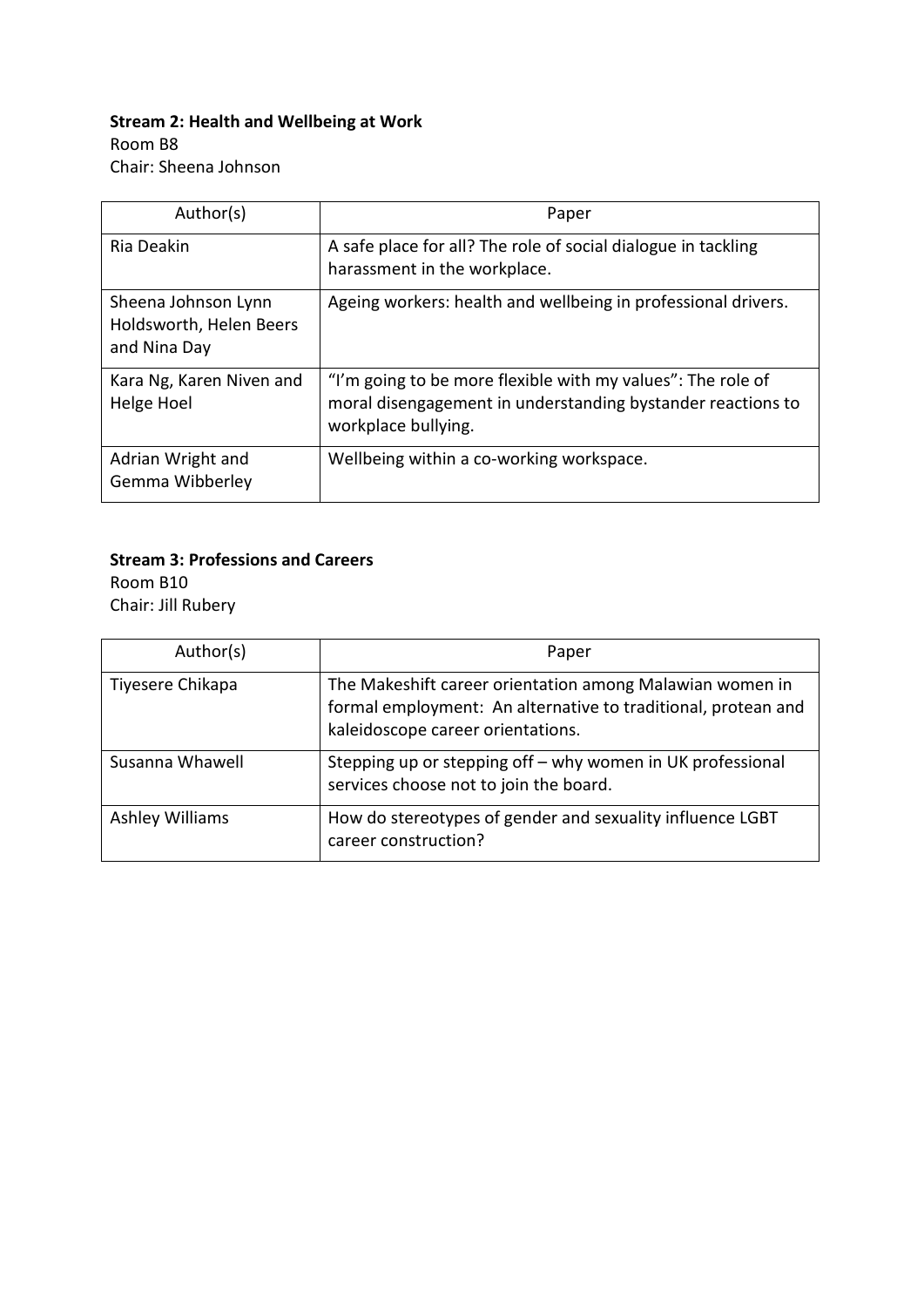**Stream 2: Health and Wellbeing at Work**

Room B8

Chair: Sheena Johnson

| Author(s) | Paper |
| --- | --- |
| Ria Deakin | A safe place for all? The role of social dialogue in tackling harassment in the workplace. |
| Sheena Johnson Lynn Holdsworth, Helen Beers and Nina Day | Ageing workers: health and wellbeing in professional drivers. |
| Kara Ng, Karen Niven and Helge Hoel | "I'm going to be more flexible with my values": The role of moral disengagement in understanding bystander reactions to workplace bullying. |
| Adrian Wright and Gemma Wibberley | Wellbeing within a co-working workspace. |

**Stream 3: Professions and Careers**

Room B10

Chair: Jill Rubery

| Author(s) | Paper |
| --- | --- |
| Tiyesere Chikapa | The Makeshift career orientation among Malawian women in formal employment: An alternative to traditional, protean and kaleidoscope career orientations. |
| Susanna Whawell | Stepping up or stepping off – why women in UK professional services choose not to join the board. |
| Ashley Williams | How do stereotypes of gender and sexuality influence LGBT career construction? |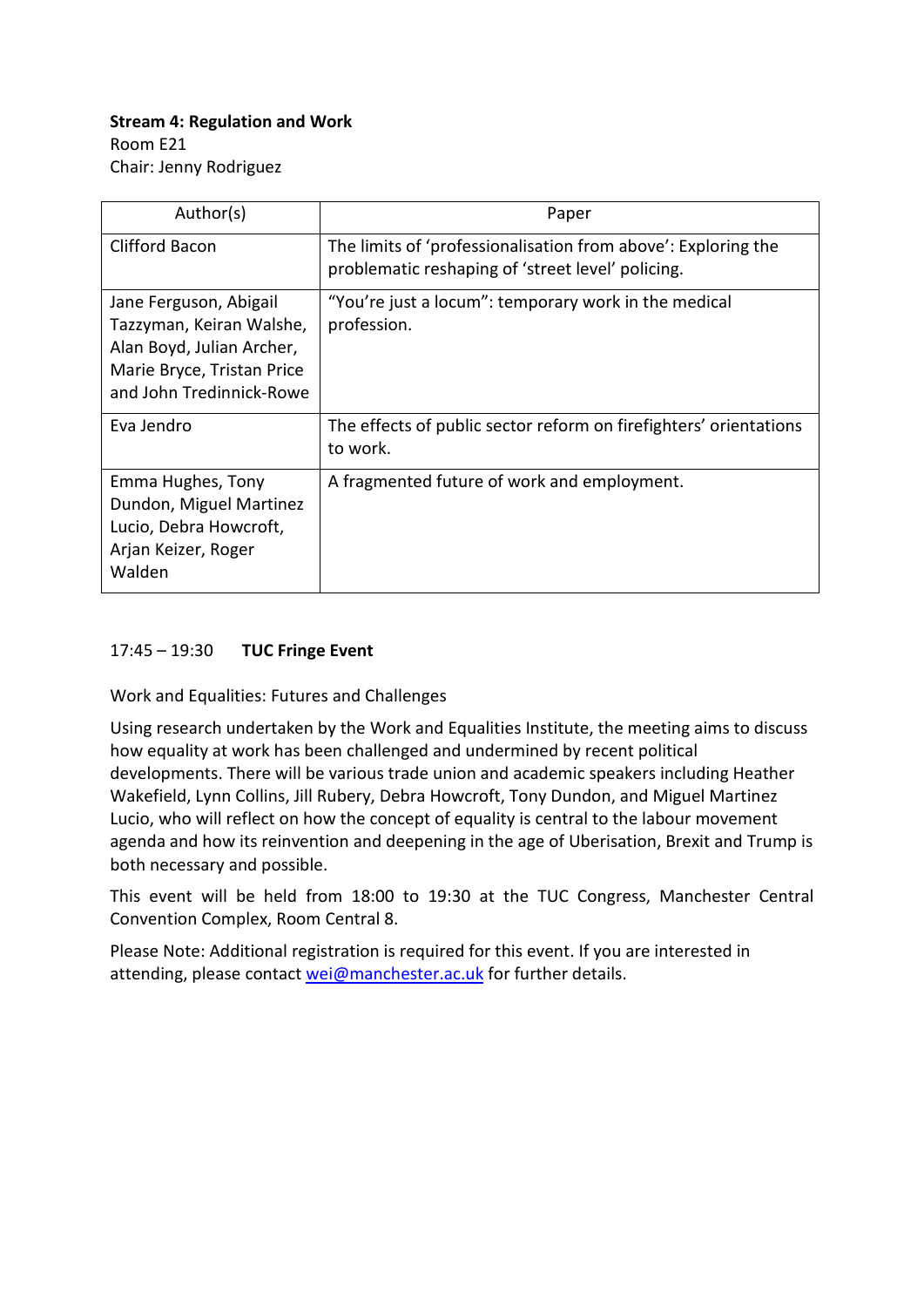**Stream 4: Regulation and Work**
Room E21
Chair: Jenny Rodriguez

| Author(s) | Paper |
|---|---|
| Clifford Bacon | The limits of 'professionalisation from above': Exploring the problematic reshaping of 'street level' policing. |
| Jane Ferguson, Abigail Tazzyman, Keiran Walshe, Alan Boyd, Julian Archer, Marie Bryce, Tristan Price and John Tredinnick-Rowe | "You're just a locum": temporary work in the medical profession. |
| Eva Jendro | The effects of public sector reform on firefighters' orientations to work. |
| Emma Hughes, Tony Dundon, Miguel Martinez Lucio, Debra Howcroft, Arjan Keizer, Roger Walden | A fragmented future of work and employment. |

17:45 – 19:30 **TUC Fringe Event**

Work and Equalities: Futures and Challenges

Using research undertaken by the Work and Equalities Institute, the meeting aims to discuss how equality at work has been challenged and undermined by recent political developments. There will be various trade union and academic speakers including Heather Wakefield, Lynn Collins, Jill Rubery, Debra Howcroft, Tony Dundon, and Miguel Martinez Lucio, who will reflect on how the concept of equality is central to the labour movement agenda and how its reinvention and deepening in the age of Uberisation, Brexit and Trump is both necessary and possible.

This event will be held from 18:00 to 19:30 at the TUC Congress, Manchester Central Convention Complex, Room Central 8.

Please Note: Additional registration is required for this event. If you are interested in attending, please contact wei@manchester.ac.uk for further details.